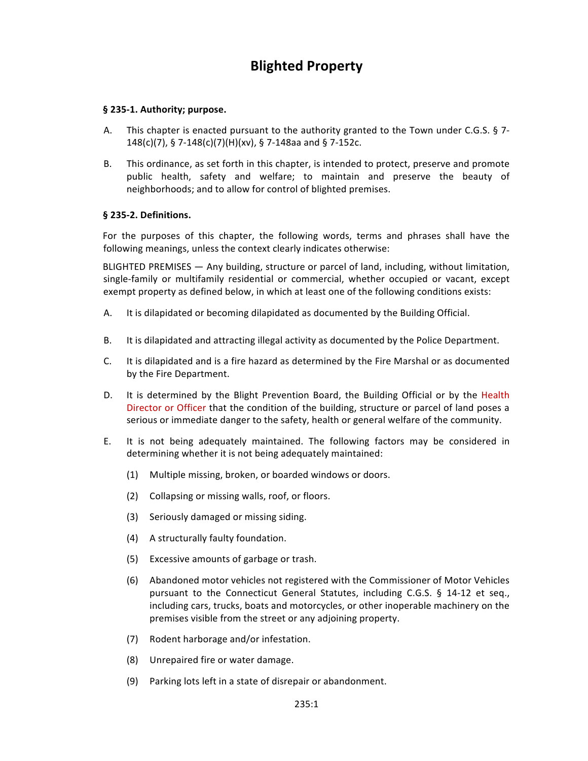# Blighted Property

**§ 235-1. Authority; purpose.**

A. This chapter is enacted pursuant to the authority granted to the Town under C.G.S. § 7-148(c)(7), § 7-148(c)(7)(H)(xv), § 7-148aa and § 7-152c.

B. This ordinance, as set forth in this chapter, is intended to protect, preserve and promote public health, safety and welfare; to maintain and preserve the beauty of neighborhoods; and to allow for control of blighted premises.

**§ 235-2. Definitions.**

For the purposes of this chapter, the following words, terms and phrases shall have the following meanings, unless the context clearly indicates otherwise:

BLIGHTED PREMISES — Any building, structure or parcel of land, including, without limitation, single-family or multifamily residential or commercial, whether occupied or vacant, except exempt property as defined below, in which at least one of the following conditions exists:

A. It is dilapidated or becoming dilapidated as documented by the Building Official.

B. It is dilapidated and attracting illegal activity as documented by the Police Department.

C. It is dilapidated and is a fire hazard as determined by the Fire Marshal or as documented by the Fire Department.

D. It is determined by the Blight Prevention Board, the Building Official or by the Health Director or Officer that the condition of the building, structure or parcel of land poses a serious or immediate danger to the safety, health or general welfare of the community.

E. It is not being adequately maintained. The following factors may be considered in determining whether it is not being adequately maintained:

   (1) Multiple missing, broken, or boarded windows or doors.

   (2) Collapsing or missing walls, roof, or floors.

   (3) Seriously damaged or missing siding.

   (4) A structurally faulty foundation.

   (5) Excessive amounts of garbage or trash.

   (6) Abandoned motor vehicles not registered with the Commissioner of Motor Vehicles pursuant to the Connecticut General Statutes, including C.G.S. § 14-12 et seq., including cars, trucks, boats and motorcycles, or other inoperable machinery on the premises visible from the street or any adjoining property.

   (7) Rodent harborage and/or infestation.

   (8) Unrepaired fire or water damage.

   (9) Parking lots left in a state of disrepair or abandonment.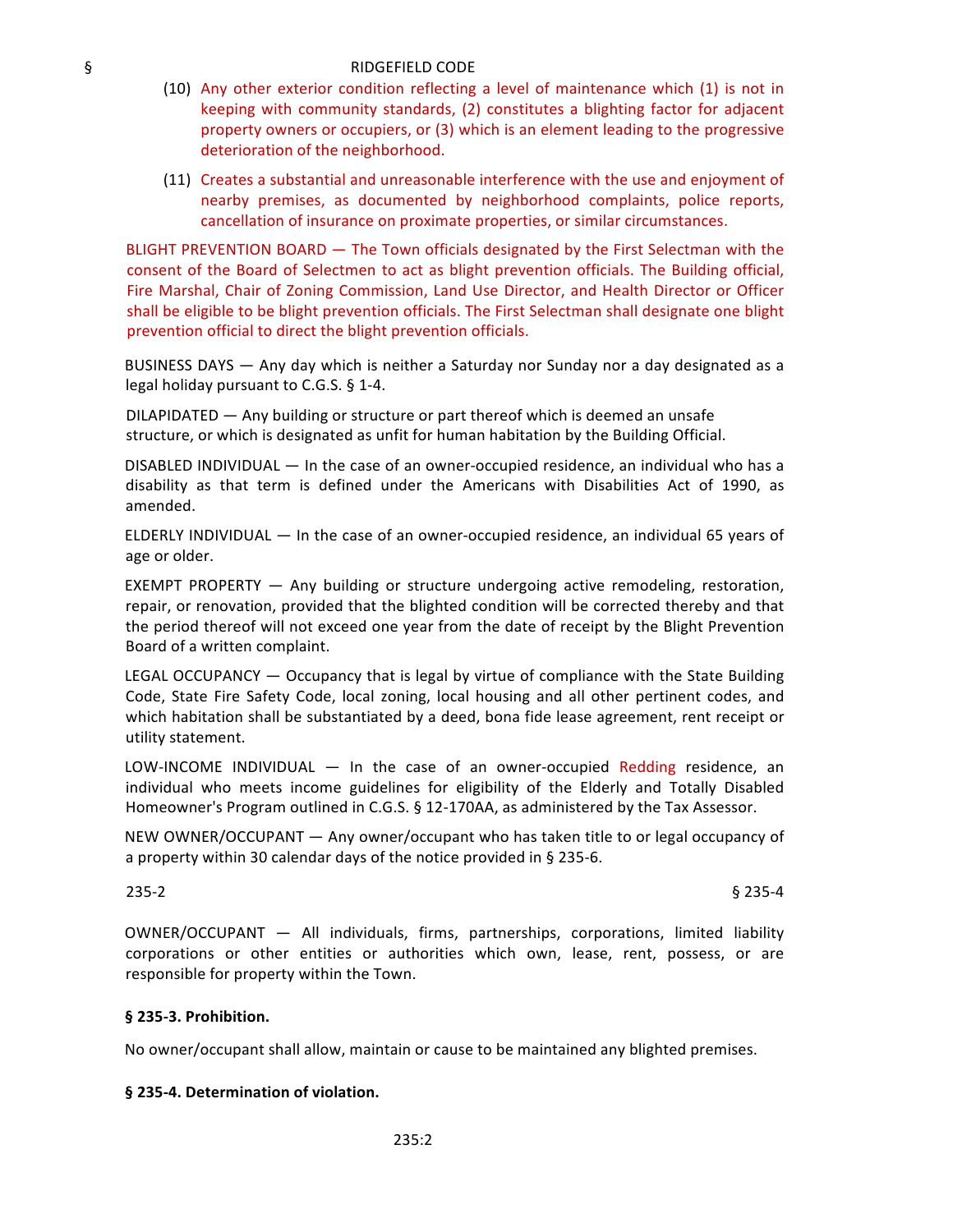(10) Any other exterior condition reflecting a level of maintenance which (1) is not in keeping with community standards, (2) constitutes a blighting factor for adjacent property owners or occupiers, or (3) which is an element leading to the progressive deterioration of the neighborhood.

(11) Creates a substantial and unreasonable interference with the use and enjoyment of nearby premises, as documented by neighborhood complaints, police reports, cancellation of insurance on proximate properties, or similar circumstances.

BLIGHT PREVENTION BOARD — The Town officials designated by the First Selectman with the consent of the Board of Selectmen to act as blight prevention officials. The Building official, Fire Marshal, Chair of Zoning Commission, Land Use Director, and Health Director or Officer shall be eligible to be blight prevention officials. The First Selectman shall designate one blight prevention official to direct the blight prevention officials.

BUSINESS DAYS — Any day which is neither a Saturday nor Sunday nor a day designated as a legal holiday pursuant to C.G.S. § 1-4.

DILAPIDATED — Any building or structure or part thereof which is deemed an unsafe structure, or which is designated as unfit for human habitation by the Building Official.

DISABLED INDIVIDUAL — In the case of an owner-occupied residence, an individual who has a disability as that term is defined under the Americans with Disabilities Act of 1990, as amended.

ELDERLY INDIVIDUAL — In the case of an owner-occupied residence, an individual 65 years of age or older.

EXEMPT PROPERTY — Any building or structure undergoing active remodeling, restoration, repair, or renovation, provided that the blighted condition will be corrected thereby and that the period thereof will not exceed one year from the date of receipt by the Blight Prevention Board of a written complaint.

LEGAL OCCUPANCY — Occupancy that is legal by virtue of compliance with the State Building Code, State Fire Safety Code, local zoning, local housing and all other pertinent codes, and which habitation shall be substantiated by a deed, bona fide lease agreement, rent receipt or utility statement.

LOW-INCOME INDIVIDUAL — In the case of an owner-occupied Redding residence, an individual who meets income guidelines for eligibility of the Elderly and Totally Disabled Homeowner's Program outlined in C.G.S. § 12-170AA, as administered by the Tax Assessor.

NEW OWNER/OCCUPANT — Any owner/occupant who has taken title to or legal occupancy of a property within 30 calendar days of the notice provided in § 235-6.

OWNER/OCCUPANT — All individuals, firms, partnerships, corporations, limited liability corporations or other entities or authorities which own, lease, rent, possess, or are responsible for property within the Town.

**§ 235-3. Prohibition.**

No owner/occupant shall allow, maintain or cause to be maintained any blighted premises.

**§ 235-4. Determination of violation.**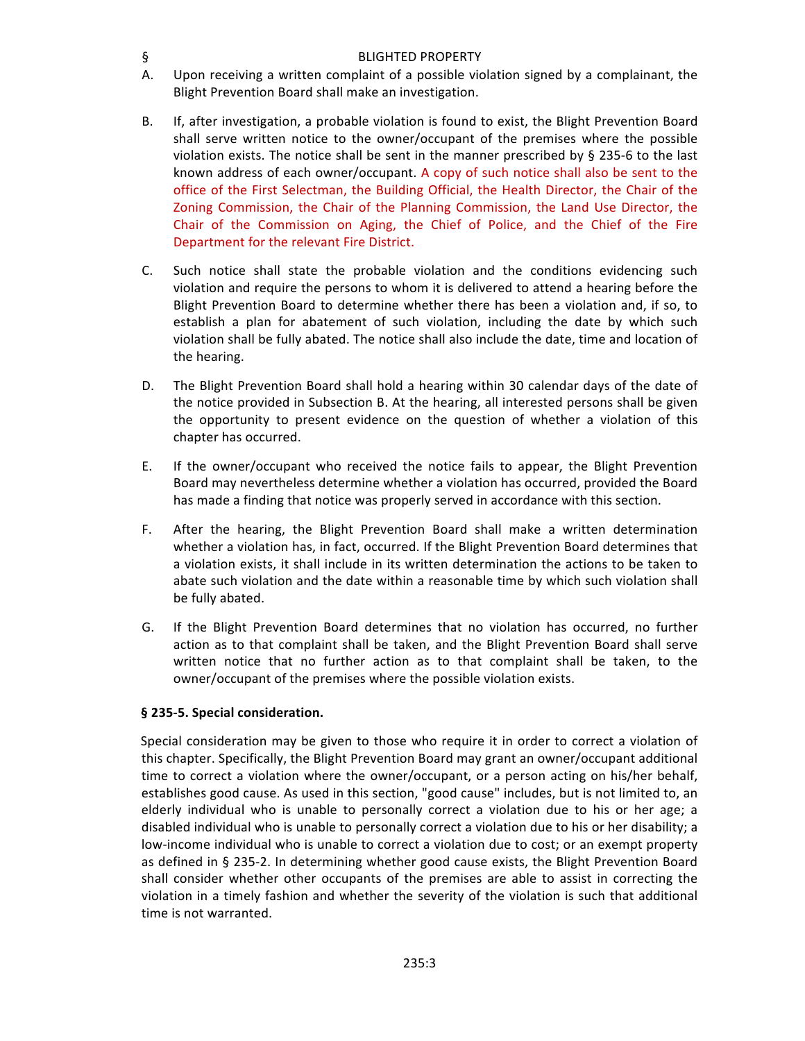§ BLIGHTED PROPERTY

A. Upon receiving a written complaint of a possible violation signed by a complainant, the Blight Prevention Board shall make an investigation.

B. If, after investigation, a probable violation is found to exist, the Blight Prevention Board shall serve written notice to the owner/occupant of the premises where the possible violation exists. The notice shall be sent in the manner prescribed by § 235-6 to the last known address of each owner/occupant. A copy of such notice shall also be sent to the office of the First Selectman, the Building Official, the Health Director, the Chair of the Zoning Commission, the Chair of the Planning Commission, the Land Use Director, the Chair of the Commission on Aging, the Chief of Police, and the Chief of the Fire Department for the relevant Fire District.

C. Such notice shall state the probable violation and the conditions evidencing such violation and require the persons to whom it is delivered to attend a hearing before the Blight Prevention Board to determine whether there has been a violation and, if so, to establish a plan for abatement of such violation, including the date by which such violation shall be fully abated. The notice shall also include the date, time and location of the hearing.

D. The Blight Prevention Board shall hold a hearing within 30 calendar days of the date of the notice provided in Subsection B. At the hearing, all interested persons shall be given the opportunity to present evidence on the question of whether a violation of this chapter has occurred.

E. If the owner/occupant who received the notice fails to appear, the Blight Prevention Board may nevertheless determine whether a violation has occurred, provided the Board has made a finding that notice was properly served in accordance with this section.

F. After the hearing, the Blight Prevention Board shall make a written determination whether a violation has, in fact, occurred. If the Blight Prevention Board determines that a violation exists, it shall include in its written determination the actions to be taken to abate such violation and the date within a reasonable time by which such violation shall be fully abated.

G. If the Blight Prevention Board determines that no violation has occurred, no further action as to that complaint shall be taken, and the Blight Prevention Board shall serve written notice that no further action as to that complaint shall be taken, to the owner/occupant of the premises where the possible violation exists.

**§ 235-5. Special consideration.**

Special consideration may be given to those who require it in order to correct a violation of this chapter. Specifically, the Blight Prevention Board may grant an owner/occupant additional time to correct a violation where the owner/occupant, or a person acting on his/her behalf, establishes good cause. As used in this section, "good cause" includes, but is not limited to, an elderly individual who is unable to personally correct a violation due to his or her age; a disabled individual who is unable to personally correct a violation due to his or her disability; a low-income individual who is unable to correct a violation due to cost; or an exempt property as defined in § 235-2. In determining whether good cause exists, the Blight Prevention Board shall consider whether other occupants of the premises are able to assist in correcting the violation in a timely fashion and whether the severity of the violation is such that additional time is not warranted.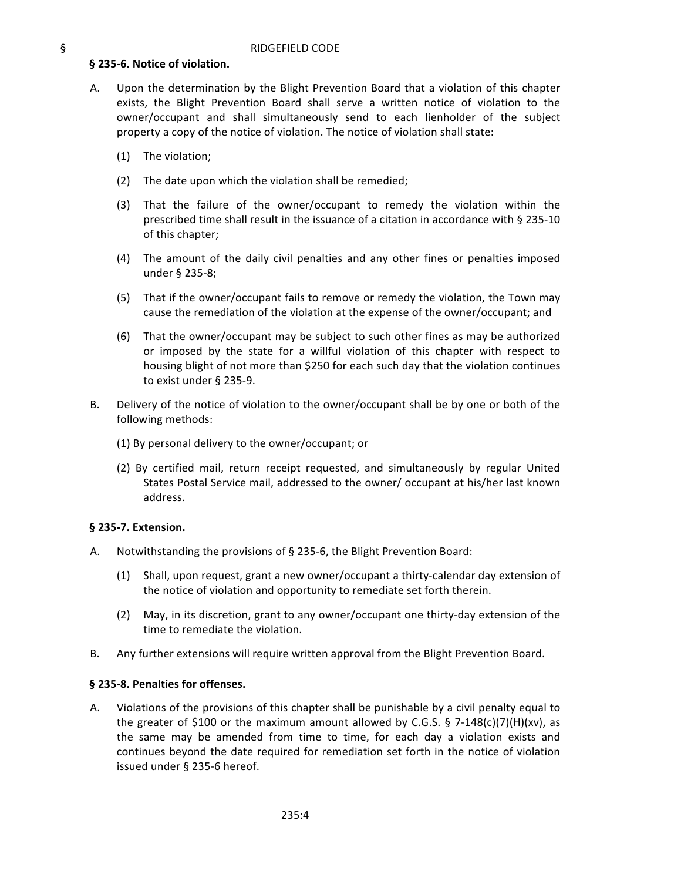### § 235-6. Notice of violation.

A. Upon the determination by the Blight Prevention Board that a violation of this chapter exists, the Blight Prevention Board shall serve a written notice of violation to the owner/occupant and shall simultaneously send to each lienholder of the subject property a copy of the notice of violation. The notice of violation shall state:

   (1) The violation;

   (2) The date upon which the violation shall be remedied;

   (3) That the failure of the owner/occupant to remedy the violation within the prescribed time shall result in the issuance of a citation in accordance with § 235-10 of this chapter;

   (4) The amount of the daily civil penalties and any other fines or penalties imposed under § 235-8;

   (5) That if the owner/occupant fails to remove or remedy the violation, the Town may cause the remediation of the violation at the expense of the owner/occupant; and

   (6) That the owner/occupant may be subject to such other fines as may be authorized or imposed by the state for a willful violation of this chapter with respect to housing blight of not more than $250 for each such day that the violation continues to exist under § 235-9.

B. Delivery of the notice of violation to the owner/occupant shall be by one or both of the following methods:

   (1) By personal delivery to the owner/occupant; or

   (2) By certified mail, return receipt requested, and simultaneously by regular United States Postal Service mail, addressed to the owner/ occupant at his/her last known address.

### § 235-7. Extension.

A. Notwithstanding the provisions of § 235-6, the Blight Prevention Board:

   (1) Shall, upon request, grant a new owner/occupant a thirty-calendar day extension of the notice of violation and opportunity to remediate set forth therein.

   (2) May, in its discretion, grant to any owner/occupant one thirty-day extension of the time to remediate the violation.

B. Any further extensions will require written approval from the Blight Prevention Board.

### § 235-8. Penalties for offenses.

A. Violations of the provisions of this chapter shall be punishable by a civil penalty equal to the greater of $100 or the maximum amount allowed by C.G.S. § 7-148(c)(7)(H)(xv), as the same may be amended from time to time, for each day a violation exists and continues beyond the date required for remediation set forth in the notice of violation issued under § 235-6 hereof.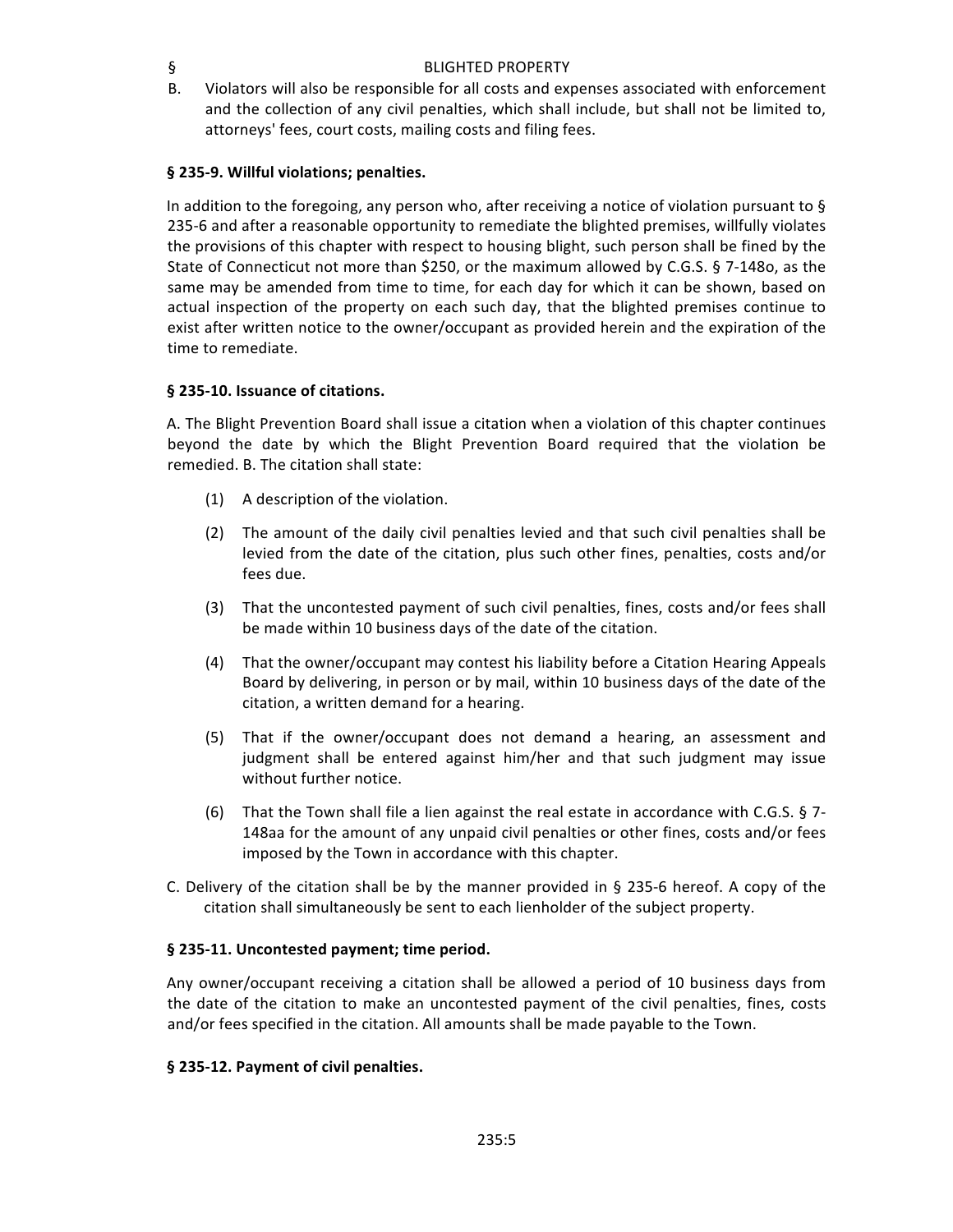B. Violators will also be responsible for all costs and expenses associated with enforcement and the collection of any civil penalties, which shall include, but shall not be limited to, attorneys' fees, court costs, mailing costs and filing fees.

### § 235-9. Willful violations; penalties.

In addition to the foregoing, any person who, after receiving a notice of violation pursuant to § 235-6 and after a reasonable opportunity to remediate the blighted premises, willfully violates the provisions of this chapter with respect to housing blight, such person shall be fined by the State of Connecticut not more than $250, or the maximum allowed by C.G.S. § 7-148o, as the same may be amended from time to time, for each day for which it can be shown, based on actual inspection of the property on each such day, that the blighted premises continue to exist after written notice to the owner/occupant as provided herein and the expiration of the time to remediate.

### § 235-10. Issuance of citations.

A. The Blight Prevention Board shall issue a citation when a violation of this chapter continues beyond the date by which the Blight Prevention Board required that the violation be remedied. B. The citation shall state:

(1) A description of the violation.

(2) The amount of the daily civil penalties levied and that such civil penalties shall be levied from the date of the citation, plus such other fines, penalties, costs and/or fees due.

(3) That the uncontested payment of such civil penalties, fines, costs and/or fees shall be made within 10 business days of the date of the citation.

(4) That the owner/occupant may contest his liability before a Citation Hearing Appeals Board by delivering, in person or by mail, within 10 business days of the date of the citation, a written demand for a hearing.

(5) That if the owner/occupant does not demand a hearing, an assessment and judgment shall be entered against him/her and that such judgment may issue without further notice.

(6) That the Town shall file a lien against the real estate in accordance with C.G.S. § 7-148aa for the amount of any unpaid civil penalties or other fines, costs and/or fees imposed by the Town in accordance with this chapter.

C. Delivery of the citation shall be by the manner provided in § 235-6 hereof. A copy of the citation shall simultaneously be sent to each lienholder of the subject property.

### § 235-11. Uncontested payment; time period.

Any owner/occupant receiving a citation shall be allowed a period of 10 business days from the date of the citation to make an uncontested payment of the civil penalties, fines, costs and/or fees specified in the citation. All amounts shall be made payable to the Town.

### § 235-12. Payment of civil penalties.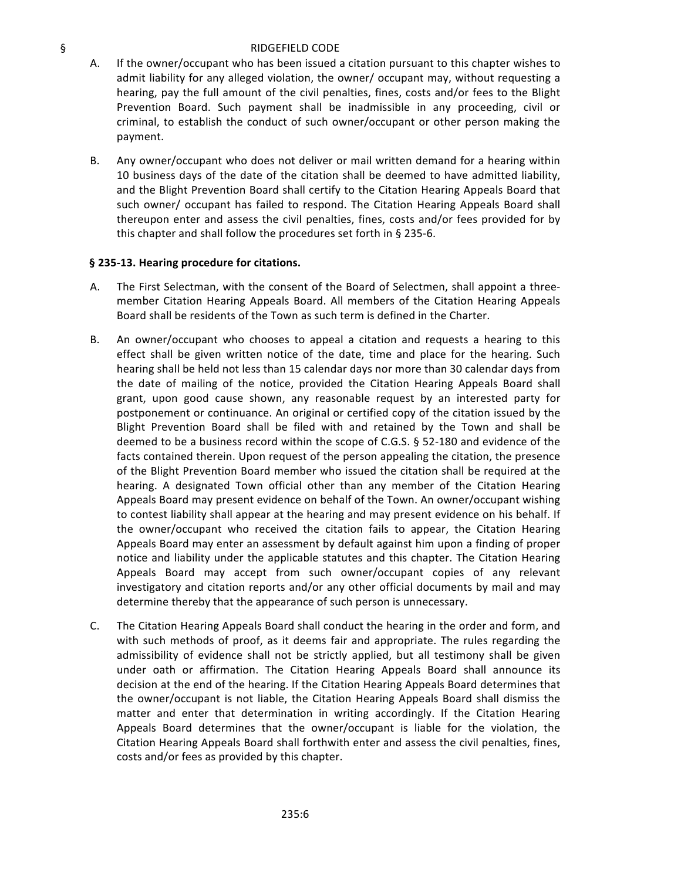A. If the owner/occupant who has been issued a citation pursuant to this chapter wishes to admit liability for any alleged violation, the owner/ occupant may, without requesting a hearing, pay the full amount of the civil penalties, fines, costs and/or fees to the Blight Prevention Board. Such payment shall be inadmissible in any proceeding, civil or criminal, to establish the conduct of such owner/occupant or other person making the payment.

B. Any owner/occupant who does not deliver or mail written demand for a hearing within 10 business days of the date of the citation shall be deemed to have admitted liability, and the Blight Prevention Board shall certify to the Citation Hearing Appeals Board that such owner/ occupant has failed to respond. The Citation Hearing Appeals Board shall thereupon enter and assess the civil penalties, fines, costs and/or fees provided for by this chapter and shall follow the procedures set forth in § 235-6.

### § 235-13. Hearing procedure for citations.

A. The First Selectman, with the consent of the Board of Selectmen, shall appoint a three-member Citation Hearing Appeals Board. All members of the Citation Hearing Appeals Board shall be residents of the Town as such term is defined in the Charter.

B. An owner/occupant who chooses to appeal a citation and requests a hearing to this effect shall be given written notice of the date, time and place for the hearing. Such hearing shall be held not less than 15 calendar days nor more than 30 calendar days from the date of mailing of the notice, provided the Citation Hearing Appeals Board shall grant, upon good cause shown, any reasonable request by an interested party for postponement or continuance. An original or certified copy of the citation issued by the Blight Prevention Board shall be filed with and retained by the Town and shall be deemed to be a business record within the scope of C.G.S. § 52-180 and evidence of the facts contained therein. Upon request of the person appealing the citation, the presence of the Blight Prevention Board member who issued the citation shall be required at the hearing. A designated Town official other than any member of the Citation Hearing Appeals Board may present evidence on behalf of the Town. An owner/occupant wishing to contest liability shall appear at the hearing and may present evidence on his behalf. If the owner/occupant who received the citation fails to appear, the Citation Hearing Appeals Board may enter an assessment by default against him upon a finding of proper notice and liability under the applicable statutes and this chapter. The Citation Hearing Appeals Board may accept from such owner/occupant copies of any relevant investigatory and citation reports and/or any other official documents by mail and may determine thereby that the appearance of such person is unnecessary.

C. The Citation Hearing Appeals Board shall conduct the hearing in the order and form, and with such methods of proof, as it deems fair and appropriate. The rules regarding the admissibility of evidence shall not be strictly applied, but all testimony shall be given under oath or affirmation. The Citation Hearing Appeals Board shall announce its decision at the end of the hearing. If the Citation Hearing Appeals Board determines that the owner/occupant is not liable, the Citation Hearing Appeals Board shall dismiss the matter and enter that determination in writing accordingly. If the Citation Hearing Appeals Board determines that the owner/occupant is liable for the violation, the Citation Hearing Appeals Board shall forthwith enter and assess the civil penalties, fines, costs and/or fees as provided by this chapter.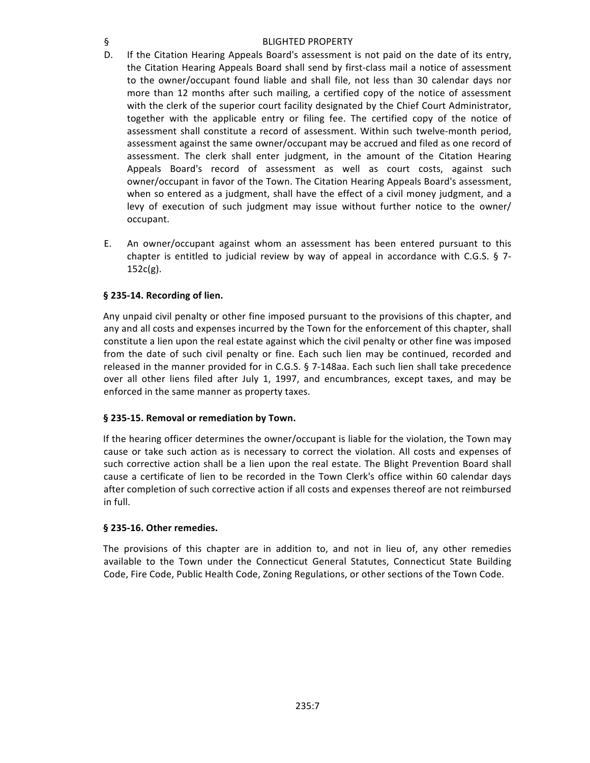D. If the Citation Hearing Appeals Board's assessment is not paid on the date of its entry, the Citation Hearing Appeals Board shall send by first-class mail a notice of assessment to the owner/occupant found liable and shall file, not less than 30 calendar days nor more than 12 months after such mailing, a certified copy of the notice of assessment with the clerk of the superior court facility designated by the Chief Court Administrator, together with the applicable entry or filing fee. The certified copy of the notice of assessment shall constitute a record of assessment. Within such twelve-month period, assessment against the same owner/occupant may be accrued and filed as one record of assessment. The clerk shall enter judgment, in the amount of the Citation Hearing Appeals Board's record of assessment as well as court costs, against such owner/occupant in favor of the Town. The Citation Hearing Appeals Board's assessment, when so entered as a judgment, shall have the effect of a civil money judgment, and a levy of execution of such judgment may issue without further notice to the owner/occupant.

E. An owner/occupant against whom an assessment has been entered pursuant to this chapter is entitled to judicial review by way of appeal in accordance with C.G.S. § 7-152c(g).

### § 235-14. Recording of lien.

Any unpaid civil penalty or other fine imposed pursuant to the provisions of this chapter, and any and all costs and expenses incurred by the Town for the enforcement of this chapter, shall constitute a lien upon the real estate against which the civil penalty or other fine was imposed from the date of such civil penalty or fine. Each such lien may be continued, recorded and released in the manner provided for in C.G.S. § 7-148aa. Each such lien shall take precedence over all other liens filed after July 1, 1997, and encumbrances, except taxes, and may be enforced in the same manner as property taxes.

### § 235-15. Removal or remediation by Town.

If the hearing officer determines the owner/occupant is liable for the violation, the Town may cause or take such action as is necessary to correct the violation. All costs and expenses of such corrective action shall be a lien upon the real estate. The Blight Prevention Board shall cause a certificate of lien to be recorded in the Town Clerk's office within 60 calendar days after completion of such corrective action if all costs and expenses thereof are not reimbursed in full.

### § 235-16. Other remedies.

The provisions of this chapter are in addition to, and not in lieu of, any other remedies available to the Town under the Connecticut General Statutes, Connecticut State Building Code, Fire Code, Public Health Code, Zoning Regulations, or other sections of the Town Code.